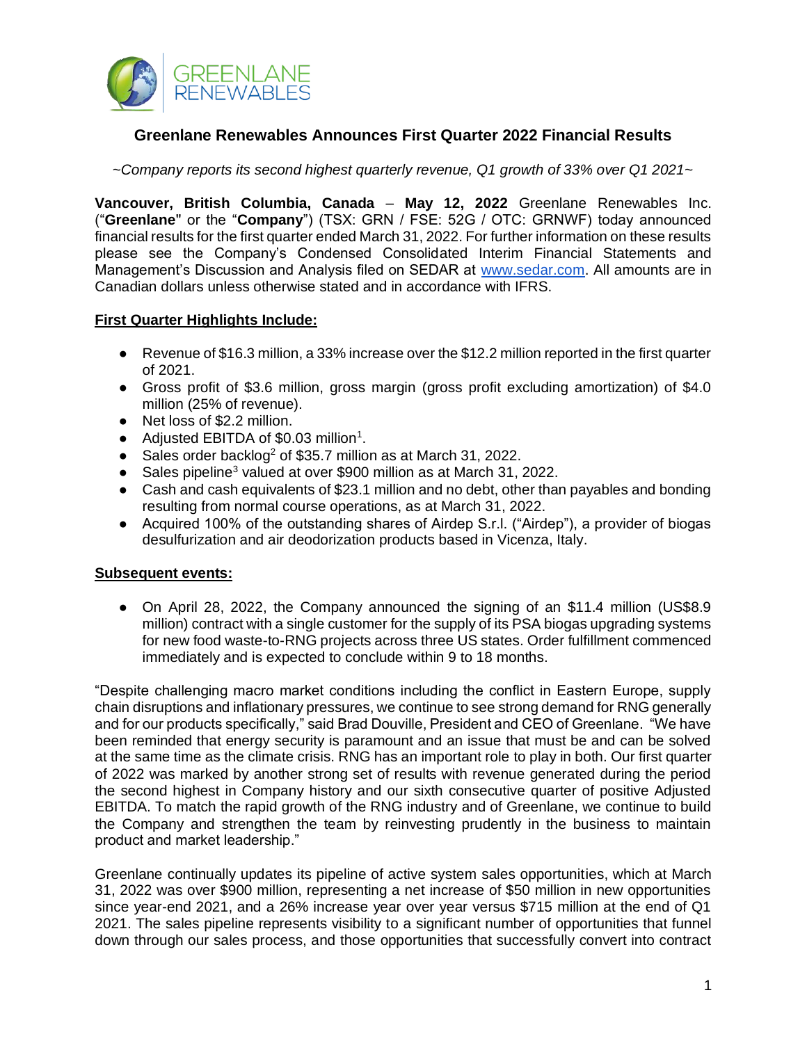# Greenlane Renewables Announces First Quarter 2022 Financial Results

*~Company reports its second highest quarterly revenue, Q1 growth of 33% over Q1 2021~*

**Vancouver, British Columbia, Canada** – **May 12, 2022** Greenlane Renewables Inc. ("**Greenlane**" or the "**Company**") (TSX: GRN / FSE: 52G / OTC: GRNWF) today announced financial results for the first quarter ended March 31, 2022. For further information on these results please see the Company's Condensed Consolidated Interim Financial Statements and Management's Discussion and Analysis filed on SEDAR at www.sedar.com. All amounts are in Canadian dollars unless otherwise stated and in accordance with IFRS.

**First Quarter Highlights Include:**

- Revenue of $16.3 million, a 33% increase over the $12.2 million reported in the first quarter of 2021.
- Gross profit of $3.6 million, gross margin (gross profit excluding amortization) of $4.0 million (25% of revenue).
- Net loss of $2.2 million.
- Adjusted EBITDA of $0.03 million[1].
- Sales order backlog[2] of $35.7 million as at March 31, 2022.
- Sales pipeline[3] valued at over $900 million as at March 31, 2022.
- Cash and cash equivalents of $23.1 million and no debt, other than payables and bonding resulting from normal course operations, as at March 31, 2022.
- Acquired 100% of the outstanding shares of Airdep S.r.l. ("Airdep"), a provider of biogas desulfurization and air deodorization products based in Vicenza, Italy.

**Subsequent events:**

- On April 28, 2022, the Company announced the signing of an $11.4 million (US$8.9 million) contract with a single customer for the supply of its PSA biogas upgrading systems for new food waste-to-RNG projects across three US states. Order fulfillment commenced immediately and is expected to conclude within 9 to 18 months.

"Despite challenging macro market conditions including the conflict in Eastern Europe, supply chain disruptions and inflationary pressures, we continue to see strong demand for RNG generally and for our products specifically," said Brad Douville, President and CEO of Greenlane. "We have been reminded that energy security is paramount and an issue that must be and can be solved at the same time as the climate crisis. RNG has an important role to play in both. Our first quarter of 2022 was marked by another strong set of results with revenue generated during the period the second highest in Company history and our sixth consecutive quarter of positive Adjusted EBITDA. To match the rapid growth of the RNG industry and of Greenlane, we continue to build the Company and strengthen the team by reinvesting prudently in the business to maintain product and market leadership."

Greenlane continually updates its pipeline of active system sales opportunities, which at March 31, 2022 was over $900 million, representing a net increase of $50 million in new opportunities since year-end 2021, and a 26% increase year over year versus $715 million at the end of Q1 2021. The sales pipeline represents visibility to a significant number of opportunities that funnel down through our sales process, and those opportunities that successfully convert into contract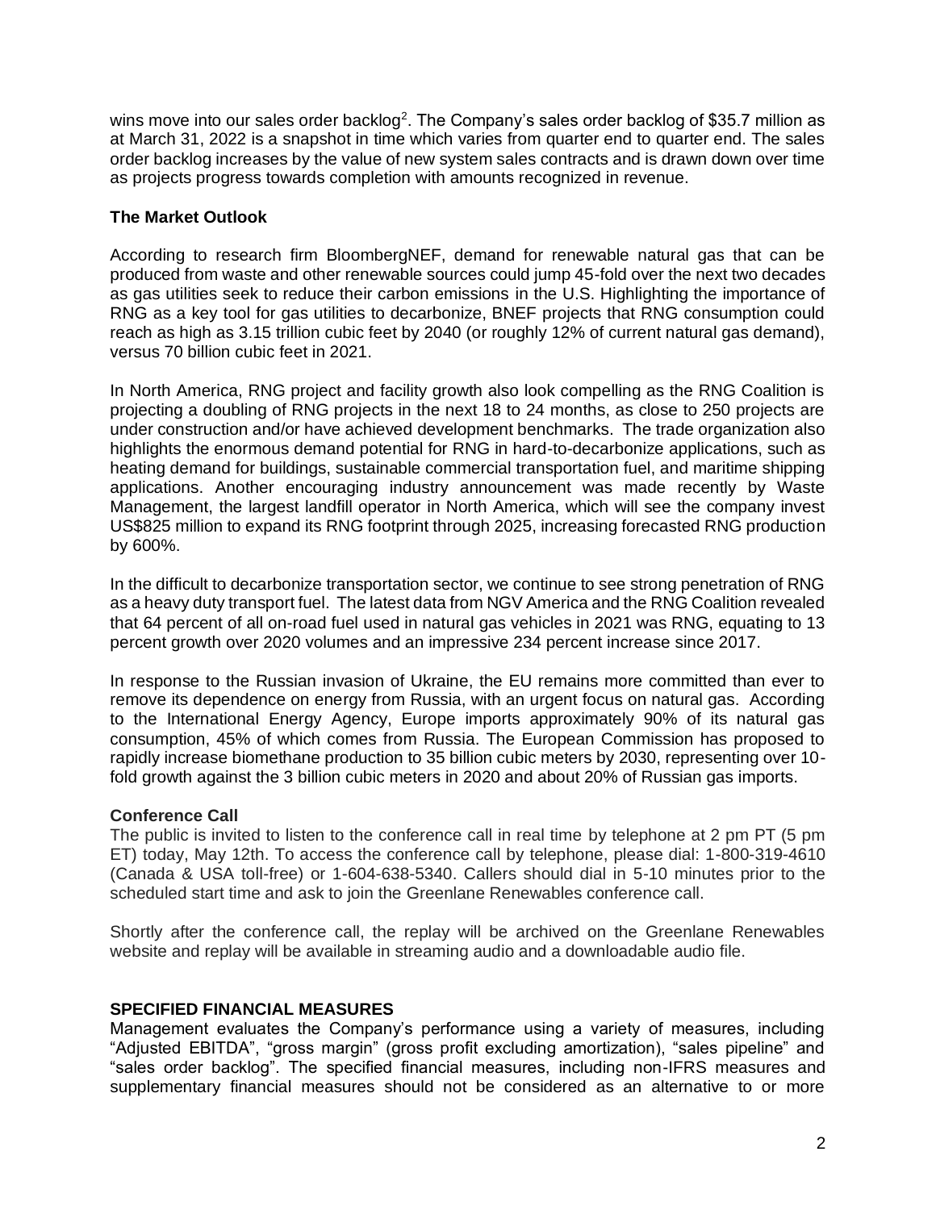wins move into our sales order backlog[2]. The Company's sales order backlog of $35.7 million as at March 31, 2022 is a snapshot in time which varies from quarter end to quarter end. The sales order backlog increases by the value of new system sales contracts and is drawn down over time as projects progress towards completion with amounts recognized in revenue.

## The Market Outlook

According to research firm BloombergNEF, demand for renewable natural gas that can be produced from waste and other renewable sources could jump 45-fold over the next two decades as gas utilities seek to reduce their carbon emissions in the U.S. Highlighting the importance of RNG as a key tool for gas utilities to decarbonize, BNEF projects that RNG consumption could reach as high as 3.15 trillion cubic feet by 2040 (or roughly 12% of current natural gas demand), versus 70 billion cubic feet in 2021.

In North America, RNG project and facility growth also look compelling as the RNG Coalition is projecting a doubling of RNG projects in the next 18 to 24 months, as close to 250 projects are under construction and/or have achieved development benchmarks. The trade organization also highlights the enormous demand potential for RNG in hard-to-decarbonize applications, such as heating demand for buildings, sustainable commercial transportation fuel, and maritime shipping applications. Another encouraging industry announcement was made recently by Waste Management, the largest landfill operator in North America, which will see the company invest US$825 million to expand its RNG footprint through 2025, increasing forecasted RNG production by 600%.

In the difficult to decarbonize transportation sector, we continue to see strong penetration of RNG as a heavy duty transport fuel. The latest data from NGV America and the RNG Coalition revealed that 64 percent of all on-road fuel used in natural gas vehicles in 2021 was RNG, equating to 13 percent growth over 2020 volumes and an impressive 234 percent increase since 2017.

In response to the Russian invasion of Ukraine, the EU remains more committed than ever to remove its dependence on energy from Russia, with an urgent focus on natural gas. According to the International Energy Agency, Europe imports approximately 90% of its natural gas consumption, 45% of which comes from Russia. The European Commission has proposed to rapidly increase biomethane production to 35 billion cubic meters by 2030, representing over 10-fold growth against the 3 billion cubic meters in 2020 and about 20% of Russian gas imports.

## Conference Call

The public is invited to listen to the conference call in real time by telephone at 2 pm PT (5 pm ET) today, May 12th. To access the conference call by telephone, please dial: 1-800-319-4610 (Canada & USA toll-free) or 1-604-638-5340. Callers should dial in 5-10 minutes prior to the scheduled start time and ask to join the Greenlane Renewables conference call.

Shortly after the conference call, the replay will be archived on the Greenlane Renewables website and replay will be available in streaming audio and a downloadable audio file.

## SPECIFIED FINANCIAL MEASURES

Management evaluates the Company's performance using a variety of measures, including "Adjusted EBITDA", "gross margin" (gross profit excluding amortization), "sales pipeline" and "sales order backlog". The specified financial measures, including non-IFRS measures and supplementary financial measures should not be considered as an alternative to or more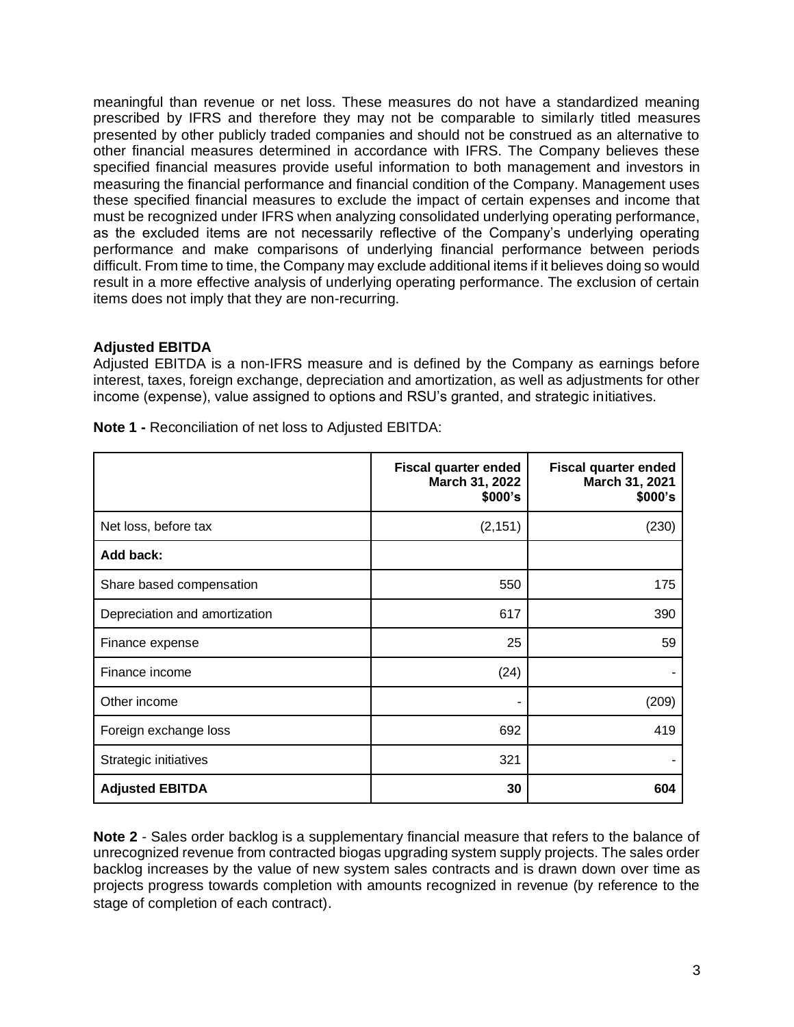meaningful than revenue or net loss. These measures do not have a standardized meaning prescribed by IFRS and therefore they may not be comparable to similarly titled measures presented by other publicly traded companies and should not be construed as an alternative to other financial measures determined in accordance with IFRS. The Company believes these specified financial measures provide useful information to both management and investors in measuring the financial performance and financial condition of the Company. Management uses these specified financial measures to exclude the impact of certain expenses and income that must be recognized under IFRS when analyzing consolidated underlying operating performance, as the excluded items are not necessarily reflective of the Company's underlying operating performance and make comparisons of underlying financial performance between periods difficult. From time to time, the Company may exclude additional items if it believes doing so would result in a more effective analysis of underlying operating performance. The exclusion of certain items does not imply that they are non-recurring.

**Adjusted EBITDA**

Adjusted EBITDA is a non-IFRS measure and is defined by the Company as earnings before interest, taxes, foreign exchange, depreciation and amortization, as well as adjustments for other income (expense), value assigned to options and RSU's granted, and strategic initiatives.

**Note 1 -** Reconciliation of net loss to Adjusted EBITDA:

| | Fiscal quarter ended March 31, 2022 $000's | Fiscal quarter ended March 31, 2021 $000's |
|---|---|---|
| Net loss, before tax | (2,151) | (230) |
| **Add back:** | | |
| Share based compensation | 550 | 175 |
| Depreciation and amortization | 617 | 390 |
| Finance expense | 25 | 59 |
| Finance income | (24) | - |
| Other income | - | (209) |
| Foreign exchange loss | 692 | 419 |
| Strategic initiatives | 321 | - |
| **Adjusted EBITDA** | **30** | **604** |

**Note 2** - Sales order backlog is a supplementary financial measure that refers to the balance of unrecognized revenue from contracted biogas upgrading system supply projects. The sales order backlog increases by the value of new system sales contracts and is drawn down over time as projects progress towards completion with amounts recognized in revenue (by reference to the stage of completion of each contract).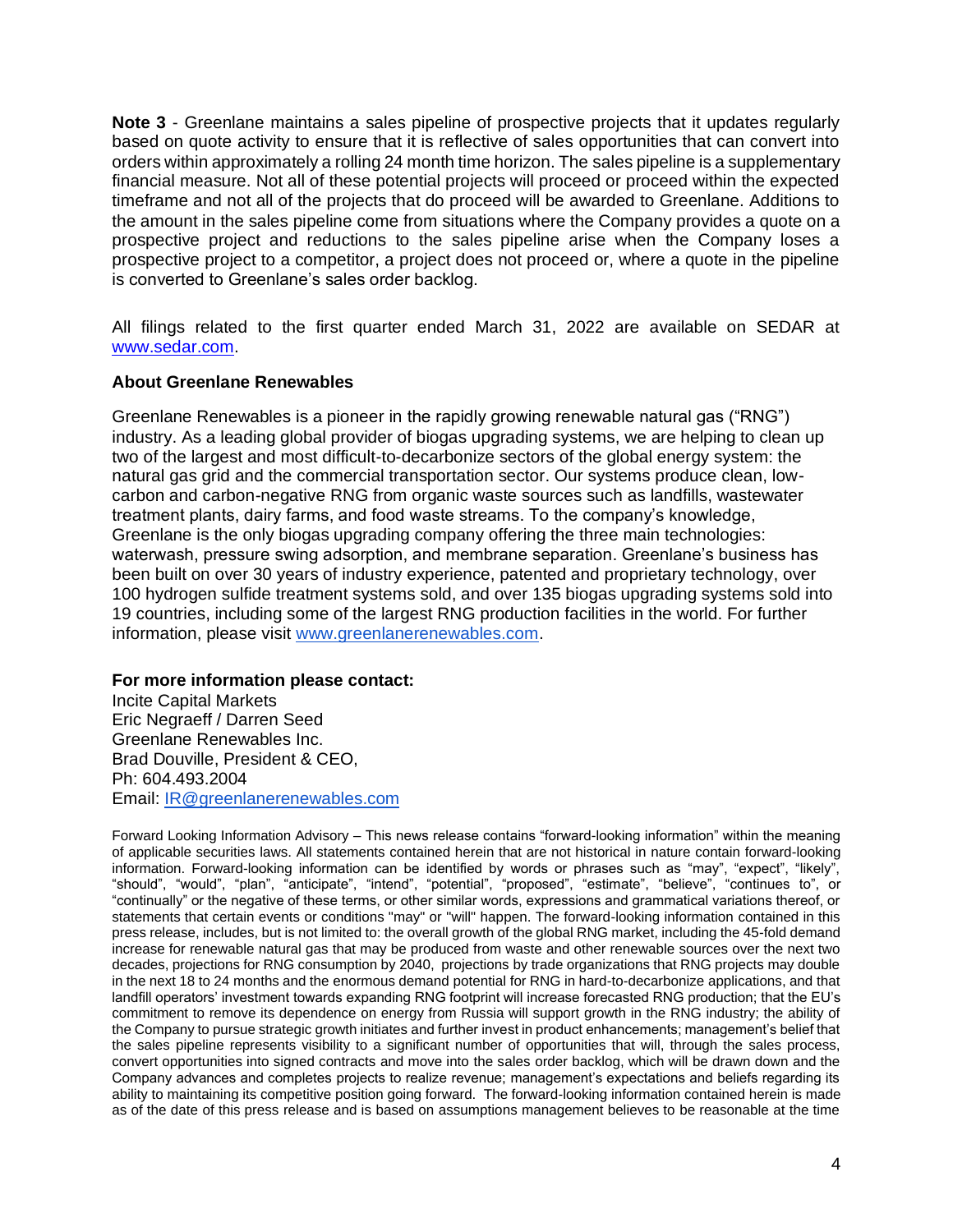**Note 3** - Greenlane maintains a sales pipeline of prospective projects that it updates regularly based on quote activity to ensure that it is reflective of sales opportunities that can convert into orders within approximately a rolling 24 month time horizon. The sales pipeline is a supplementary financial measure. Not all of these potential projects will proceed or proceed within the expected timeframe and not all of the projects that do proceed will be awarded to Greenlane. Additions to the amount in the sales pipeline come from situations where the Company provides a quote on a prospective project and reductions to the sales pipeline arise when the Company loses a prospective project to a competitor, a project does not proceed or, where a quote in the pipeline is converted to Greenlane's sales order backlog.

All filings related to the first quarter ended March 31, 2022 are available on SEDAR at [www.sedar.com](http://www.sedar.com).

**About Greenlane Renewables**

Greenlane Renewables is a pioneer in the rapidly growing renewable natural gas ("RNG") industry. As a leading global provider of biogas upgrading systems, we are helping to clean up two of the largest and most difficult-to-decarbonize sectors of the global energy system: the natural gas grid and the commercial transportation sector. Our systems produce clean, low-carbon and carbon-negative RNG from organic waste sources such as landfills, wastewater treatment plants, dairy farms, and food waste streams. To the company's knowledge, Greenlane is the only biogas upgrading company offering the three main technologies: waterwash, pressure swing adsorption, and membrane separation. Greenlane's business has been built on over 30 years of industry experience, patented and proprietary technology, over 100 hydrogen sulfide treatment systems sold, and over 135 biogas upgrading systems sold into 19 countries, including some of the largest RNG production facilities in the world. For further information, please visit [www.greenlanerenewables.com](http://www.greenlanerenewables.com).

**For more information please contact:**

Incite Capital Markets
Eric Negraeff / Darren Seed
Greenlane Renewables Inc.
Brad Douville, President & CEO,
Ph: 604.493.2004
Email: [IR@greenlanerenewables.com](mailto:IR@greenlanerenewables.com)

Forward Looking Information Advisory – This news release contains "forward-looking information" within the meaning of applicable securities laws. All statements contained herein that are not historical in nature contain forward-looking information. Forward-looking information can be identified by words or phrases such as "may", "expect", "likely", "should", "would", "plan", "anticipate", "intend", "potential", "proposed", "estimate", "believe", "continues to", or "continually" or the negative of these terms, or other similar words, expressions and grammatical variations thereof, or statements that certain events or conditions "may" or "will" happen. The forward-looking information contained in this press release, includes, but is not limited to: the overall growth of the global RNG market, including the 45-fold demand increase for renewable natural gas that may be produced from waste and other renewable sources over the next two decades, projections for RNG consumption by 2040, projections by trade organizations that RNG projects may double in the next 18 to 24 months and the enormous demand potential for RNG in hard-to-decarbonize applications, and that landfill operators' investment towards expanding RNG footprint will increase forecasted RNG production; that the EU's commitment to remove its dependence on energy from Russia will support growth in the RNG industry; the ability of the Company to pursue strategic growth initiates and further invest in product enhancements; management's belief that the sales pipeline represents visibility to a significant number of opportunities that will, through the sales process, convert opportunities into signed contracts and move into the sales order backlog, which will be drawn down and the Company advances and completes projects to realize revenue; management's expectations and beliefs regarding its ability to maintaining its competitive position going forward. The forward-looking information contained herein is made as of the date of this press release and is based on assumptions management believes to be reasonable at the time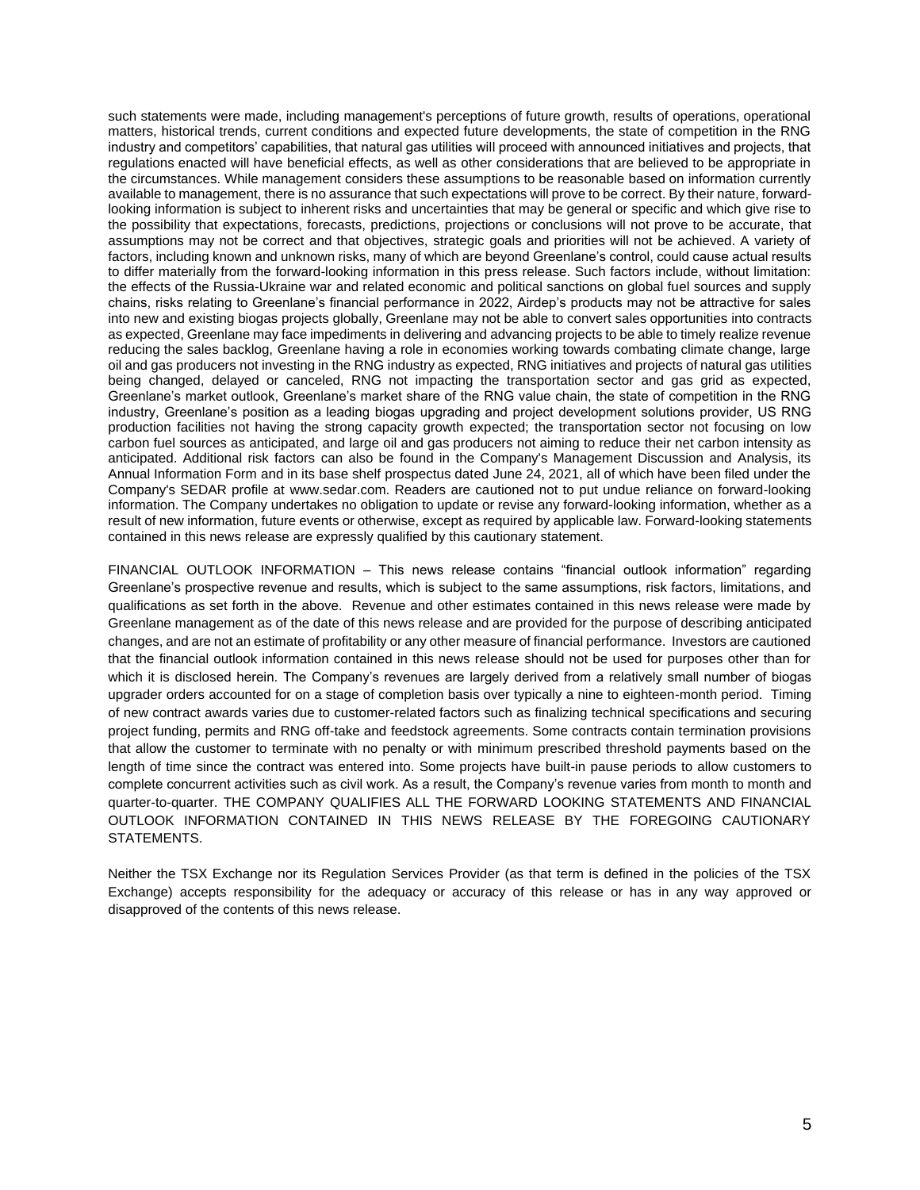such statements were made, including management's perceptions of future growth, results of operations, operational matters, historical trends, current conditions and expected future developments, the state of competition in the RNG industry and competitors' capabilities, that natural gas utilities will proceed with announced initiatives and projects, that regulations enacted will have beneficial effects, as well as other considerations that are believed to be appropriate in the circumstances. While management considers these assumptions to be reasonable based on information currently available to management, there is no assurance that such expectations will prove to be correct. By their nature, forward-looking information is subject to inherent risks and uncertainties that may be general or specific and which give rise to the possibility that expectations, forecasts, predictions, projections or conclusions will not prove to be accurate, that assumptions may not be correct and that objectives, strategic goals and priorities will not be achieved. A variety of factors, including known and unknown risks, many of which are beyond Greenlane's control, could cause actual results to differ materially from the forward-looking information in this press release. Such factors include, without limitation: the effects of the Russia-Ukraine war and related economic and political sanctions on global fuel sources and supply chains, risks relating to Greenlane's financial performance in 2022, Airdep's products may not be attractive for sales into new and existing biogas projects globally, Greenlane may not be able to convert sales opportunities into contracts as expected, Greenlane may face impediments in delivering and advancing projects to be able to timely realize revenue reducing the sales backlog, Greenlane having a role in economies working towards combating climate change, large oil and gas producers not investing in the RNG industry as expected, RNG initiatives and projects of natural gas utilities being changed, delayed or canceled, RNG not impacting the transportation sector and gas grid as expected, Greenlane's market outlook, Greenlane's market share of the RNG value chain, the state of competition in the RNG industry, Greenlane's position as a leading biogas upgrading and project development solutions provider, US RNG production facilities not having the strong capacity growth expected; the transportation sector not focusing on low carbon fuel sources as anticipated, and large oil and gas producers not aiming to reduce their net carbon intensity as anticipated. Additional risk factors can also be found in the Company's Management Discussion and Analysis, its Annual Information Form and in its base shelf prospectus dated June 24, 2021, all of which have been filed under the Company's SEDAR profile at www.sedar.com. Readers are cautioned not to put undue reliance on forward-looking information. The Company undertakes no obligation to update or revise any forward-looking information, whether as a result of new information, future events or otherwise, except as required by applicable law. Forward-looking statements contained in this news release are expressly qualified by this cautionary statement.

FINANCIAL OUTLOOK INFORMATION – This news release contains "financial outlook information" regarding Greenlane's prospective revenue and results, which is subject to the same assumptions, risk factors, limitations, and qualifications as set forth in the above. Revenue and other estimates contained in this news release were made by Greenlane management as of the date of this news release and are provided for the purpose of describing anticipated changes, and are not an estimate of profitability or any other measure of financial performance. Investors are cautioned that the financial outlook information contained in this news release should not be used for purposes other than for which it is disclosed herein. The Company's revenues are largely derived from a relatively small number of biogas upgrader orders accounted for on a stage of completion basis over typically a nine to eighteen-month period. Timing of new contract awards varies due to customer-related factors such as finalizing technical specifications and securing project funding, permits and RNG off-take and feedstock agreements. Some contracts contain termination provisions that allow the customer to terminate with no penalty or with minimum prescribed threshold payments based on the length of time since the contract was entered into. Some projects have built-in pause periods to allow customers to complete concurrent activities such as civil work. As a result, the Company's revenue varies from month to month and quarter-to-quarter. THE COMPANY QUALIFIES ALL THE FORWARD LOOKING STATEMENTS AND FINANCIAL OUTLOOK INFORMATION CONTAINED IN THIS NEWS RELEASE BY THE FOREGOING CAUTIONARY STATEMENTS.

Neither the TSX Exchange nor its Regulation Services Provider (as that term is defined in the policies of the TSX Exchange) accepts responsibility for the adequacy or accuracy of this release or has in any way approved or disapproved of the contents of this news release.